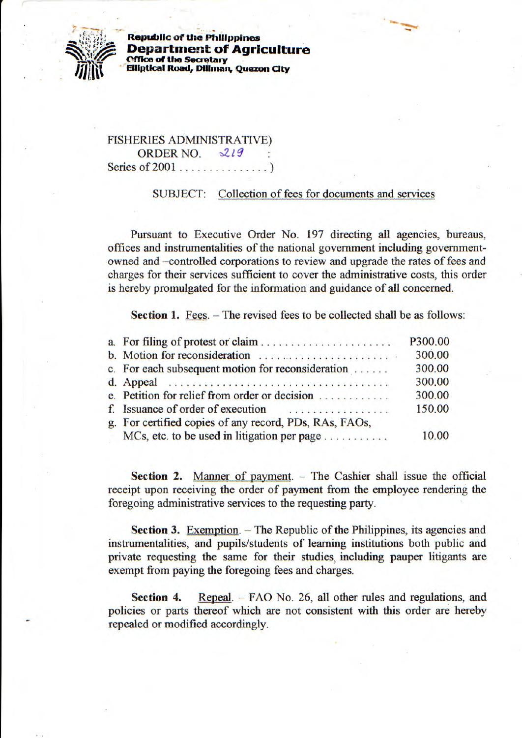**Republic of the Philippines**
**Department of Agriculture**
**Office of the Secretary**
**Elliptical Road, Diliman, Quezon City**

FISHERIES ADMINISTRATIVE)
ORDER NO. 219 :
Series of 2001 . . . . . . . . . . . . . . . )

SUBJECT: Collection of fees for documents and services

Pursuant to Executive Order No. 197 directing all agencies, bureaus, offices and instrumentalities of the national government including government-owned and –controlled corporations to review and upgrade the rates of fees and charges for their services sufficient to cover the administrative costs, this order is hereby promulgated for the information and guidance of all concerned.

**Section 1.** Fees. – The revised fees to be collected shall be as follows:

| | |
|---|---|
| a. For filing of protest or claim . . . . . . . . . . . . . . . . . . . . . . | P300.00 |
| b. Motion for reconsideration . . . . . . . . . . . . . . . . . . . . . . | 300.00 |
| c. For each subsequent motion for reconsideration . . . . . . | 300.00 |
| d. Appeal . . . . . . . . . . . . . . . . . . . . . . . . . . . . . . . . . . . . | 300.00 |
| e. Petition for relief from order or decision . . . . . . . . . . . . | 300.00 |
| f. Issuance of order of execution . . . . . . . . . . . . . . . . . | 150.00 |
| g. For certified copies of any record, PDs, RAs, FAOs, MCs, etc. to be used in litigation per page . . . . . . . . . . . | 10.00 |

**Section 2.** Manner of payment. – The Cashier shall issue the official receipt upon receiving the order of payment from the employee rendering the foregoing administrative services to the requesting party.

**Section 3.** Exemption. – The Republic of the Philippines, its agencies and instrumentalities, and pupils/students of learning institutions both public and private requesting the same for their studies, including pauper litigants are exempt from paying the foregoing fees and charges.

**Section 4.** Repeal. – FAO No. 26, all other rules and regulations, and policies or parts thereof which are not consistent with this order are hereby repealed or modified accordingly.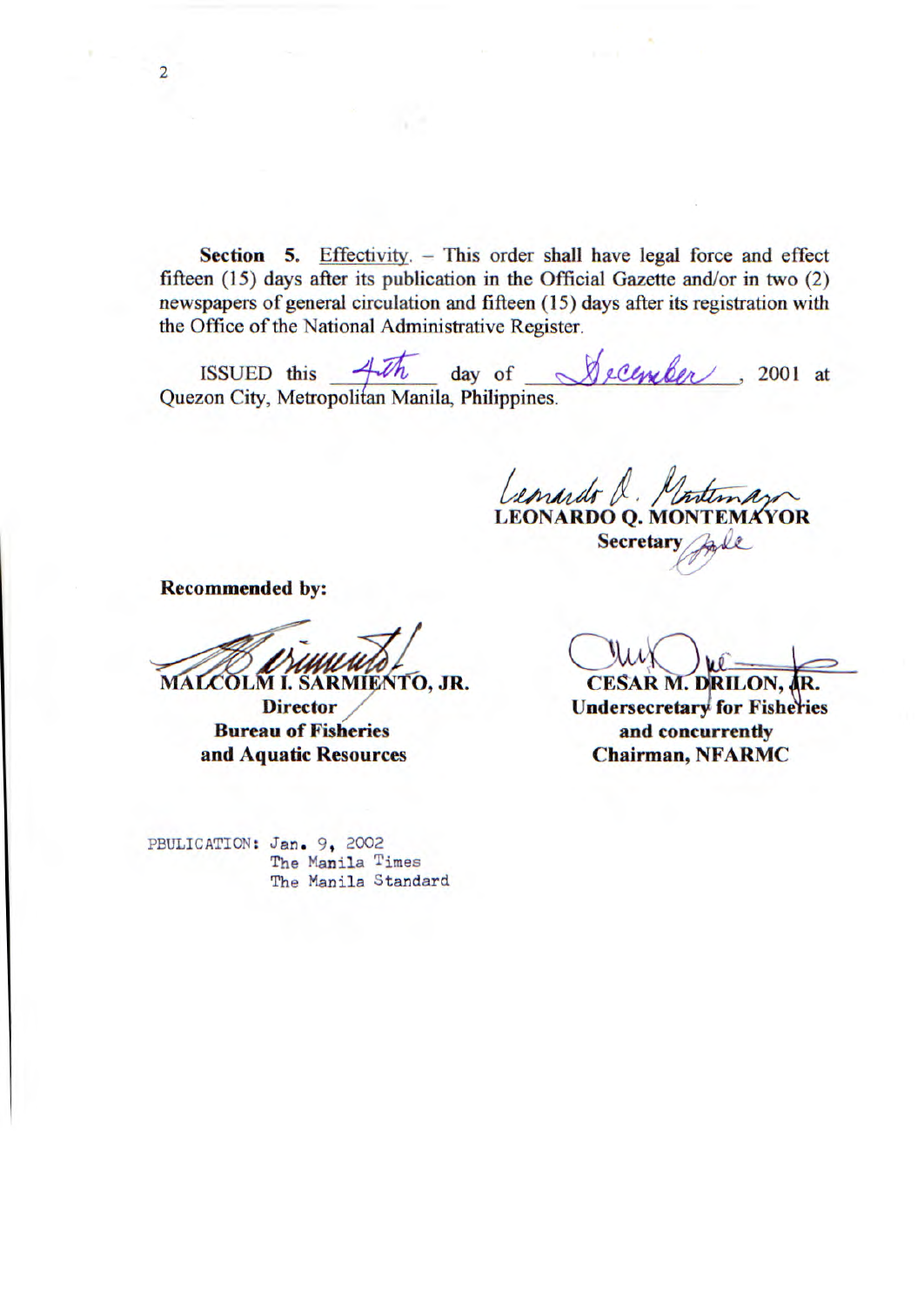**Section 5.** Effectivity. – This order shall have legal force and effect fifteen (15) days after its publication in the Official Gazette and/or in two (2) newspapers of general circulation and fifteen (15) days after its registration with the Office of the National Administrative Register.

ISSUED this 4th day of December, 2001 at Quezon City, Metropolitan Manila, Philippines.

**LEONARDO Q. MONTEMAYOR**
**Secretary**

**Recommended by:**

**MALCOLM I. SARMIENTO, JR.**
**Director**
**Bureau of Fisheries and Aquatic Resources**

**CESAR M. DRILON, JR.**
**Undersecretary for Fisheries and concurrently Chairman, NFARMC**

PBULICATION: Jan. 9, 2002
The Manila Times
The Manila Standard